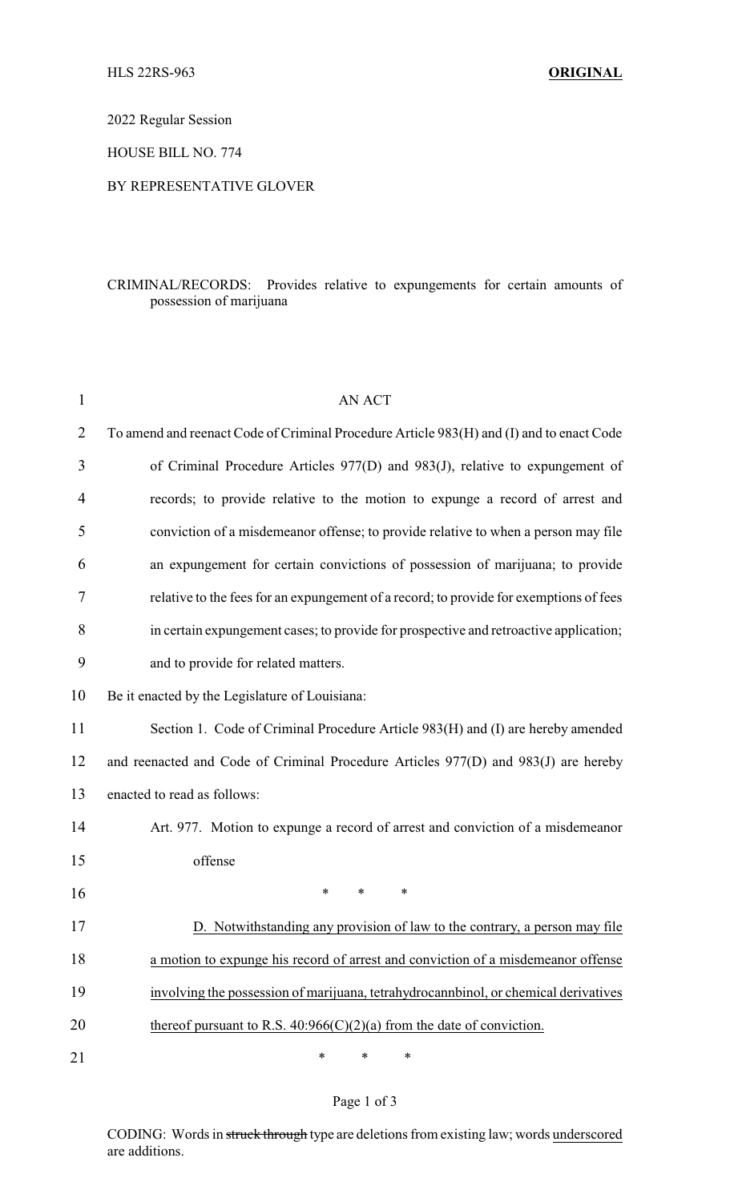HLS 22RS-963 **ORIGINAL**

2022 Regular Session

HOUSE BILL NO. 774

BY REPRESENTATIVE GLOVER

CRIMINAL/RECORDS: Provides relative to expungements for certain amounts of possession of marijuana

AN ACT

To amend and reenact Code of Criminal Procedure Article 983(H) and (I) and to enact Code of Criminal Procedure Articles 977(D) and 983(J), relative to expungement of records; to provide relative to the motion to expunge a record of arrest and conviction of a misdemeanor offense; to provide relative to when a person may file an expungement for certain convictions of possession of marijuana; to provide relative to the fees for an expungement of a record; to provide for exemptions of fees in certain expungement cases; to provide for prospective and retroactive application; and to provide for related matters.

Be it enacted by the Legislature of Louisiana:

Section 1. Code of Criminal Procedure Article 983(H) and (I) are hereby amended and reenacted and Code of Criminal Procedure Articles 977(D) and 983(J) are hereby enacted to read as follows:

Art. 977. Motion to expunge a record of arrest and conviction of a misdemeanor offense

\* \* \*

<u>D. Notwithstanding any provision of law to the contrary, a person may file a motion to expunge his record of arrest and conviction of a misdemeanor offense involving the possession of marijuana, tetrahydrocannbinol, or chemical derivatives thereof pursuant to R.S. 40:966(C)(2)(a) from the date of conviction.</u>

\* \* \*

CODING: Words in ~~struck through~~ type are deletions from existing law; words <u>underscored</u> are additions.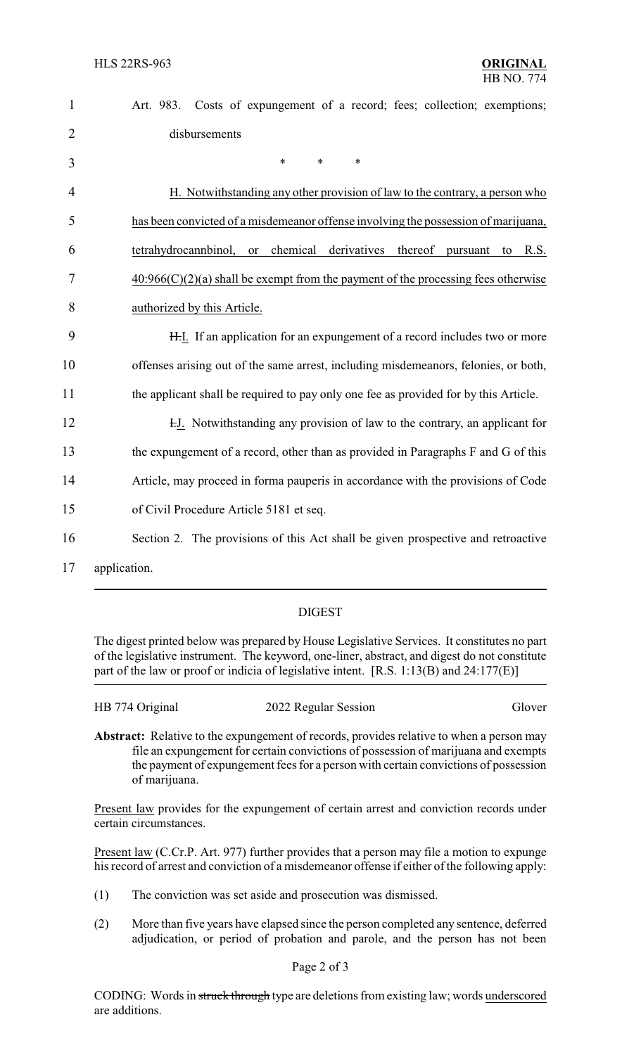Art. 983. Costs of expungement of a record; fees; collection; exemptions; disbursements

\* \* \*

<u>H. Notwithstanding any other provision of law to the contrary, a person who has been convicted of a misdemeanor offense involving the possession of marijuana, tetrahydrocannbinol, or chemical derivatives thereof pursuant to R.S. 40:966(C)(2)(a) shall be exempt from the payment of the processing fees otherwise authorized by this Article.</u>

~~H.~~<u>I.</u> If an application for an expungement of a record includes two or more offenses arising out of the same arrest, including misdemeanors, felonies, or both, the applicant shall be required to pay only one fee as provided for by this Article.

~~I.~~<u>J.</u> Notwithstanding any provision of law to the contrary, an applicant for the expungement of a record, other than as provided in Paragraphs F and G of this Article, may proceed in forma pauperis in accordance with the provisions of Code of Civil Procedure Article 5181 et seq.

Section 2. The provisions of this Act shall be given prospective and retroactive application.

---

## DIGEST

The digest printed below was prepared by House Legislative Services. It constitutes no part of the legislative instrument. The keyword, one-liner, abstract, and digest do not constitute part of the law or proof or indicia of legislative intent. [R.S. 1:13(B) and 24:177(E)]

| HB 774 Original | 2022 Regular Session | Glover |
|---|---|---|

**Abstract:** Relative to the expungement of records, provides relative to when a person may file an expungement for certain convictions of possession of marijuana and exempts the payment of expungement fees for a person with certain convictions of possession of marijuana.

<u>Present law</u> provides for the expungement of certain arrest and conviction records under certain circumstances.

<u>Present law</u> (C.Cr.P. Art. 977) further provides that a person may file a motion to expunge his record of arrest and conviction of a misdemeanor offense if either of the following apply:

(1) The conviction was set aside and prosecution was dismissed.

(2) More than five years have elapsed since the person completed any sentence, deferred adjudication, or period of probation and parole, and the person has not been

CODING: Words in ~~struck through~~ type are deletions from existing law; words <u>underscored</u> are additions.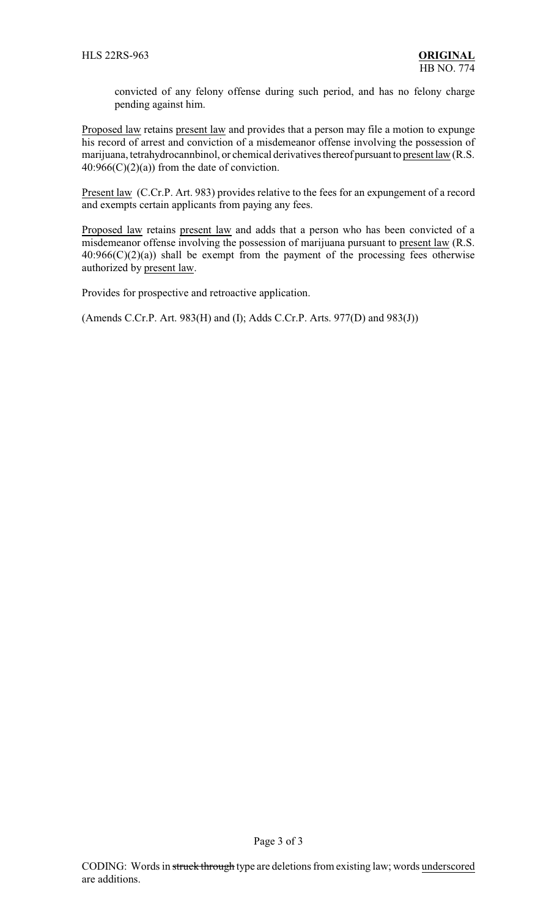convicted of any felony offense during such period, and has no felony charge pending against him.

Proposed law retains present law and provides that a person may file a motion to expunge his record of arrest and conviction of a misdemeanor offense involving the possession of marijuana, tetrahydrocannbinol, or chemical derivatives thereof pursuant to present law (R.S. 40:966(C)(2)(a)) from the date of conviction.

Present law (C.Cr.P. Art. 983) provides relative to the fees for an expungement of a record and exempts certain applicants from paying any fees.

Proposed law retains present law and adds that a person who has been convicted of a misdemeanor offense involving the possession of marijuana pursuant to present law (R.S. 40:966(C)(2)(a)) shall be exempt from the payment of the processing fees otherwise authorized by present law.

Provides for prospective and retroactive application.

(Amends C.Cr.P. Art. 983(H) and (I); Adds C.Cr.P. Arts. 977(D) and 983(J))

CODING: Words in ~~struck through~~ type are deletions from existing law; words underscored are additions.